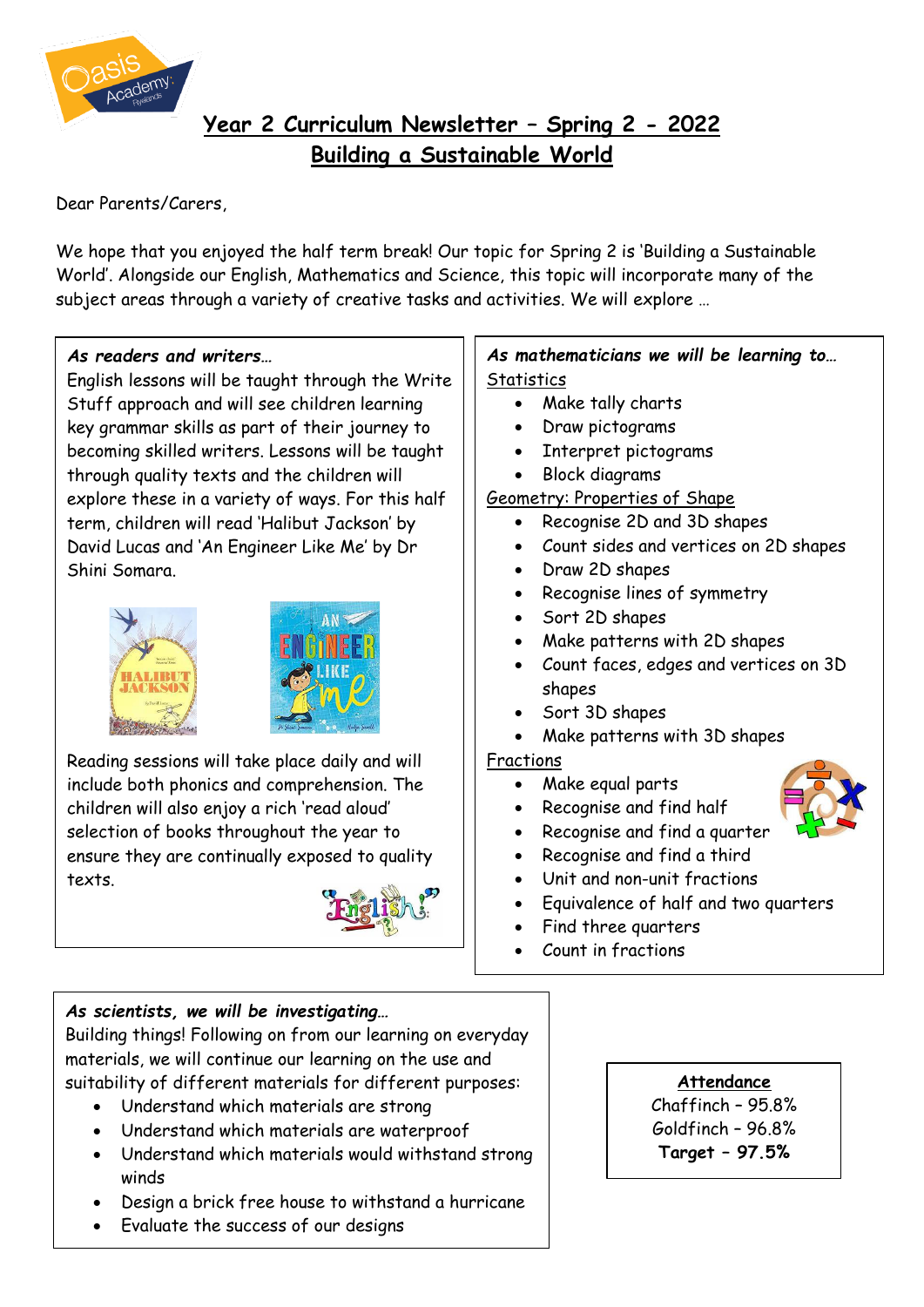# Year 2 Curriculum Newsletter – Spring 2 - 2022
## Building a Sustainable World

Dear Parents/Carers,

We hope that you enjoyed the half term break! Our topic for Spring 2 is 'Building a Sustainable World'. Alongside our English, Mathematics and Science, this topic will incorporate many of the subject areas through a variety of creative tasks and activities. We will explore …

***As readers and writers…***

English lessons will be taught through the Write Stuff approach and will see children learning key grammar skills as part of their journey to becoming skilled writers. Lessons will be taught through quality texts and the children will explore these in a variety of ways. For this half term, children will read 'Halibut Jackson' by David Lucas and 'An Engineer Like Me' by Dr Shini Somara.

Reading sessions will take place daily and will include both phonics and comprehension. The children will also enjoy a rich 'read aloud' selection of books throughout the year to ensure they are continually exposed to quality texts.

***As mathematicians we will be learning to…***

Statistics

- Make tally charts
- Draw pictograms
- Interpret pictograms
- Block diagrams

Geometry: Properties of Shape

- Recognise 2D and 3D shapes
- Count sides and vertices on 2D shapes
- Draw 2D shapes
- Recognise lines of symmetry
- Sort 2D shapes
- Make patterns with 2D shapes
- Count faces, edges and vertices on 3D shapes
- Sort 3D shapes
- Make patterns with 3D shapes

Fractions

- Make equal parts
- Recognise and find half
- Recognise and find a quarter
- Recognise and find a third
- Unit and non-unit fractions
- Equivalence of half and two quarters
- Find three quarters
- Count in fractions

***As scientists, we will be investigating…***

Building things! Following on from our learning on everyday materials, we will continue our learning on the use and suitability of different materials for different purposes:

- Understand which materials are strong
- Understand which materials are waterproof
- Understand which materials would withstand strong winds
- Design a brick free house to withstand a hurricane
- Evaluate the success of our designs

**Attendance**

Chaffinch – 95.8%
Goldfinch – 96.8%
**Target – 97.5%**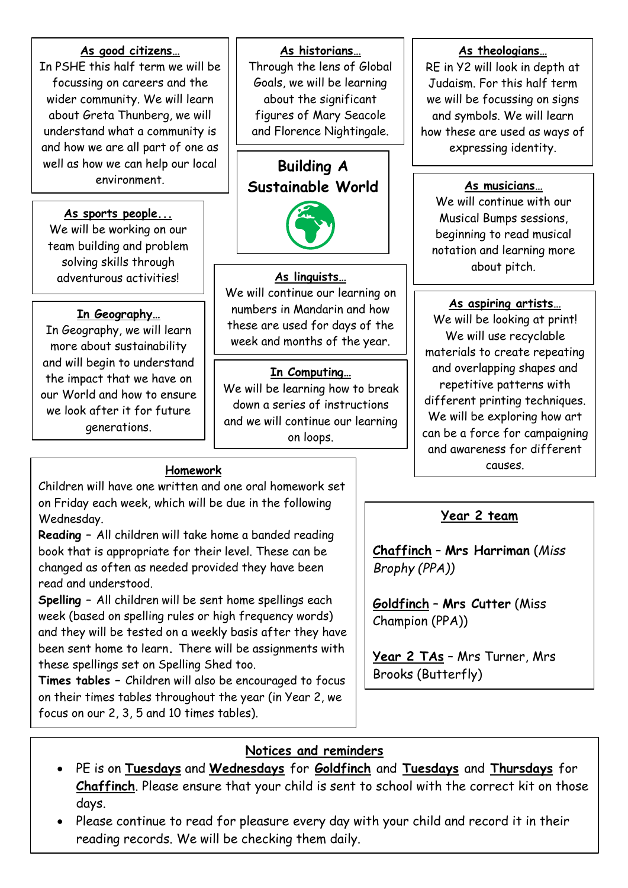## Building A Sustainable World

**As good citizens…**

In PSHE this half term we will be focussing on careers and the wider community. We will learn about Greta Thunberg, we will understand what a community is and how we are all part of one as well as how we can help our local environment.

**As historians…**

Through the lens of Global Goals, we will be learning about the significant figures of Mary Seacole and Florence Nightingale.

**As theologians…**

RE in Y2 will look in depth at Judaism. For this half term we will be focussing on signs and symbols. We will learn how these are used as ways of expressing identity.

**As sports people...**

We will be working on our team building and problem solving skills through adventurous activities!

**As musicians…**

We will continue with our Musical Bumps sessions, beginning to read musical notation and learning more about pitch.

**As linguists…**

We will continue our learning on numbers in Mandarin and how these are used for days of the week and months of the year.

**In Geography…**

In Geography, we will learn more about sustainability and will begin to understand the impact that we have on our World and how to ensure we look after it for future generations.

**In Computing…**

We will be learning how to break down a series of instructions and we will continue our learning on loops.

**As aspiring artists…**

We will be looking at print! We will use recyclable materials to create repeating and overlapping shapes and repetitive patterns with different printing techniques. We will be exploring how art can be a force for campaigning and awareness for different causes.

**Homework**

Children will have one written and one oral homework set on Friday each week, which will be due in the following Wednesday.

**Reading** – All children will take home a banded reading book that is appropriate for their level. These can be changed as often as needed provided they have been read and understood.

**Spelling** – All children will be sent home spellings each week (based on spelling rules or high frequency words) and they will be tested on a weekly basis after they have been sent home to learn. There will be assignments with these spellings set on Spelling Shed too.

**Times tables** – Children will also be encouraged to focus on their times tables throughout the year (in Year 2, we focus on our 2, 3, 5 and 10 times tables).

**Year 2 team**

**Chaffinch** – **Mrs Harriman** (*Miss Brophy (PPA)*)

**Goldfinch** – **Mrs Cutter** (Miss Champion (PPA))

**Year 2 TAs** – Mrs Turner, Mrs Brooks (Butterfly)

**Notices and reminders**

- PE is on **Tuesdays** and **Wednesdays** for **Goldfinch** and **Tuesdays** and **Thursdays** for **Chaffinch**. Please ensure that your child is sent to school with the correct kit on those days.
- Please continue to read for pleasure every day with your child and record it in their reading records. We will be checking them daily.